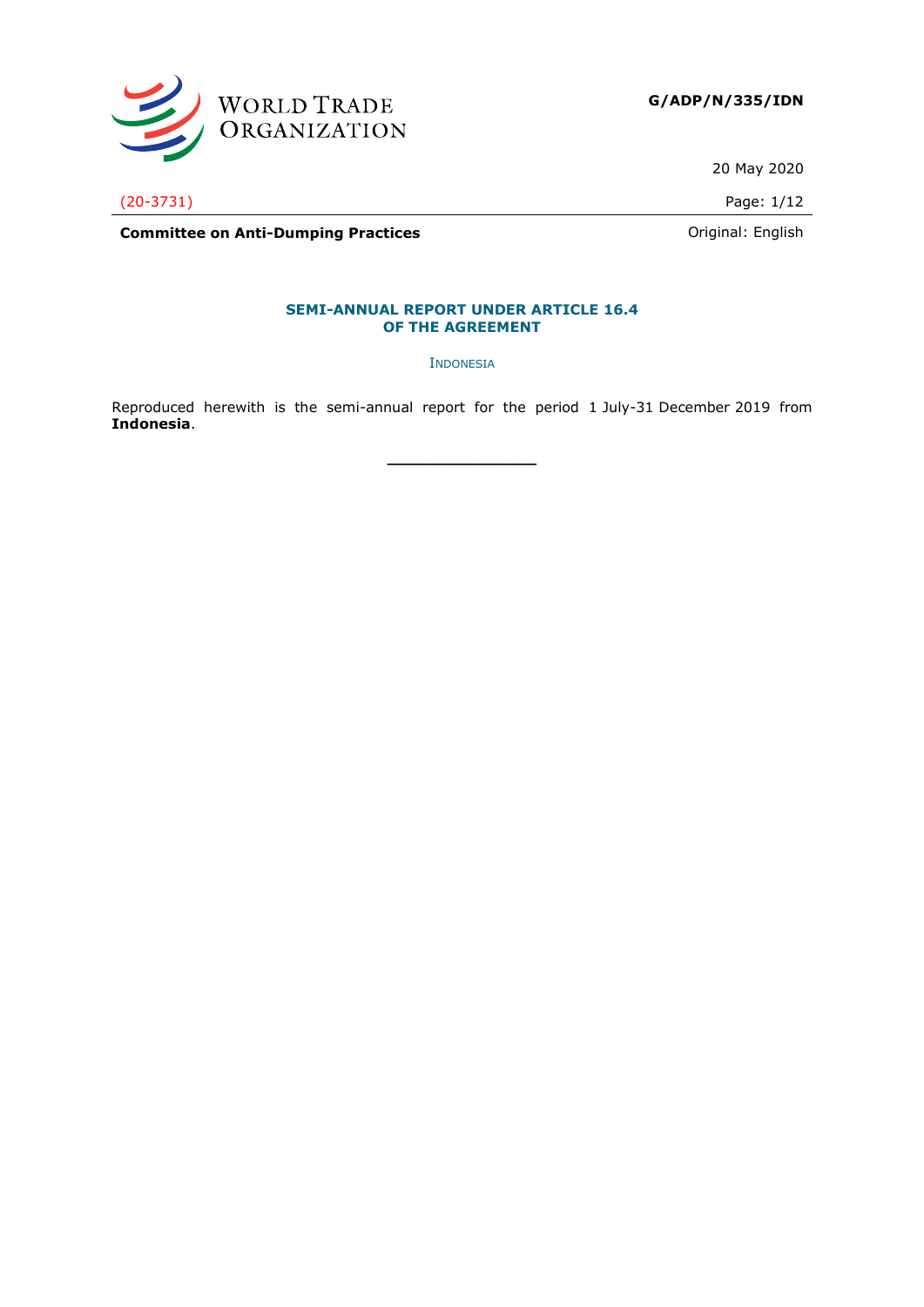WORLD TRADE ORGANIZATION

**G/ADP/N/335/IDN**

20 May 2020

(20-3731)

**Committee on Anti-Dumping Practices**

Original: English

## SEMI-ANNUAL REPORT UNDER ARTICLE 16.4 OF THE AGREEMENT

INDONESIA

Reproduced herewith is the semi-annual report for the period 1 July-31 December 2019 from **Indonesia**.

______________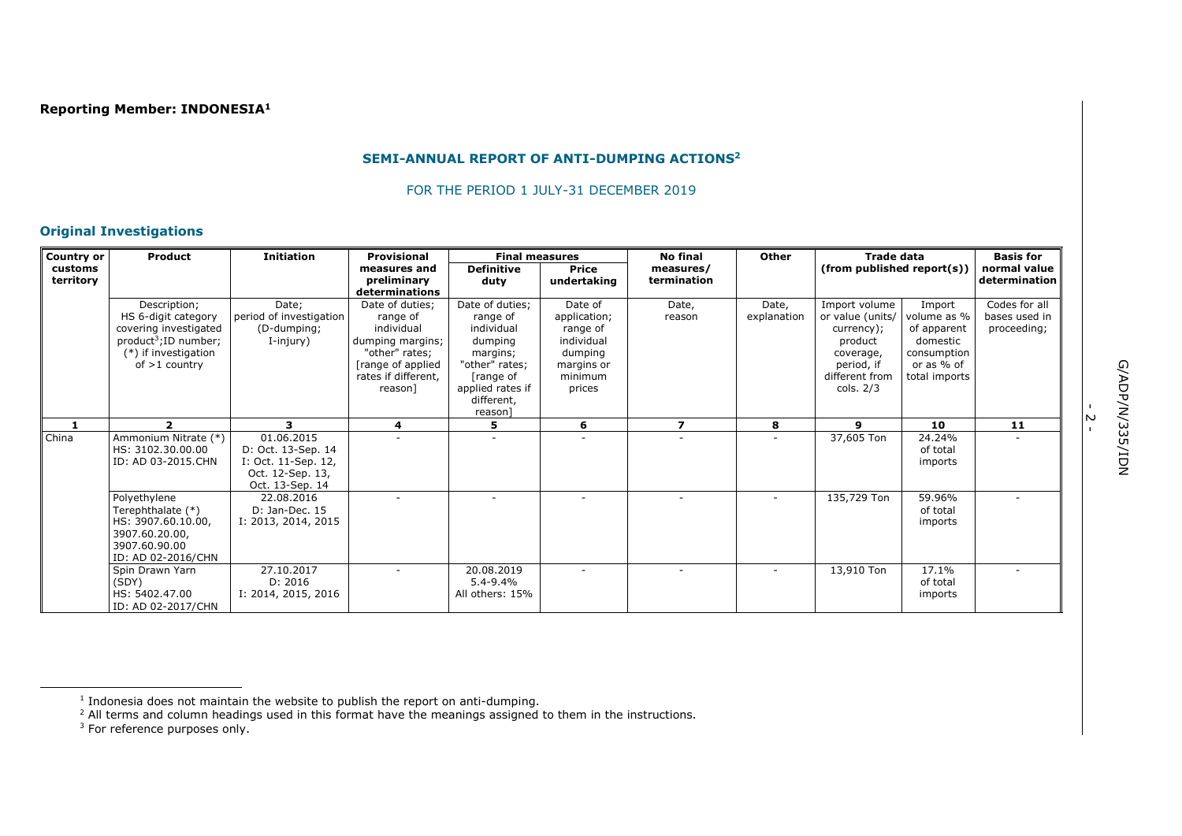**Reporting Member: INDONESIA**[1]

## SEMI-ANNUAL REPORT OF ANTI-DUMPING ACTIONS[2]

FOR THE PERIOD 1 JULY-31 DECEMBER 2019

### Original Investigations

| Country or customs territory | Product | Initiation | Provisional measures and preliminary determinations | Final measures | | No final measures/ termination | Other | Trade data (from published report(s)) | | Basis for normal value determination |
|---|---|---|---|---|---|---|---|---|---|---|
| | | | | Definitive duty | Price undertaking | | | | | |
| | Description; HS 6-digit category covering investigated product[3]; ID number; (*) if investigation of >1 country | Date; period of investigation (D-dumping; I-injury) | Date of duties; range of individual dumping margins; "other" rates; [range of applied rates if different, reason] | Date of duties; range of individual dumping margins; "other" rates; [range of applied rates if different, reason] | Date of application; range of individual dumping margins or minimum prices | Date, reason | Date, explanation | Import volume or value (units/ currency); product coverage, period, if different from cols. 2/3 | Import volume as % of apparent domestic consumption or as % of total imports | Codes for all bases used in proceeding; |
| **1** | **2** | **3** | **4** | **5** | **6** | **7** | **8** | **9** | **10** | **11** |
| China | Ammonium Nitrate (*) HS: 3102.30.00.00 ID: AD 03-2015.CHN | 01.06.2015 D: Oct. 13-Sep. 14 I: Oct. 11-Sep. 12, Oct. 12-Sep. 13, Oct. 13-Sep. 14 | - | - | - | - | - | 37,605 Ton | 24.24% of total imports | - |
| | Polyethylene Terephthalate (*) HS: 3907.60.10.00, 3907.60.20.00, 3907.60.90.00 ID: AD 02-2016/CHN | 22.08.2016 D: Jan-Dec. 15 I: 2013, 2014, 2015 | - | - | - | - | - | 135,729 Ton | 59.96% of total imports | - |
| | Spin Drawn Yarn (SDY) HS: 5402.47.00 ID: AD 02-2017/CHN | 27.10.2017 D: 2016 I: 2014, 2015, 2016 | - | 20.08.2019 5.4-9.4% All others: 15% | - | - | - | 13,910 Ton | 17.1% of total imports | - |

[1] Indonesia does not maintain the website to publish the report on anti-dumping.
[2] All terms and column headings used in this format have the meanings assigned to them in the instructions.
[3] For reference purposes only.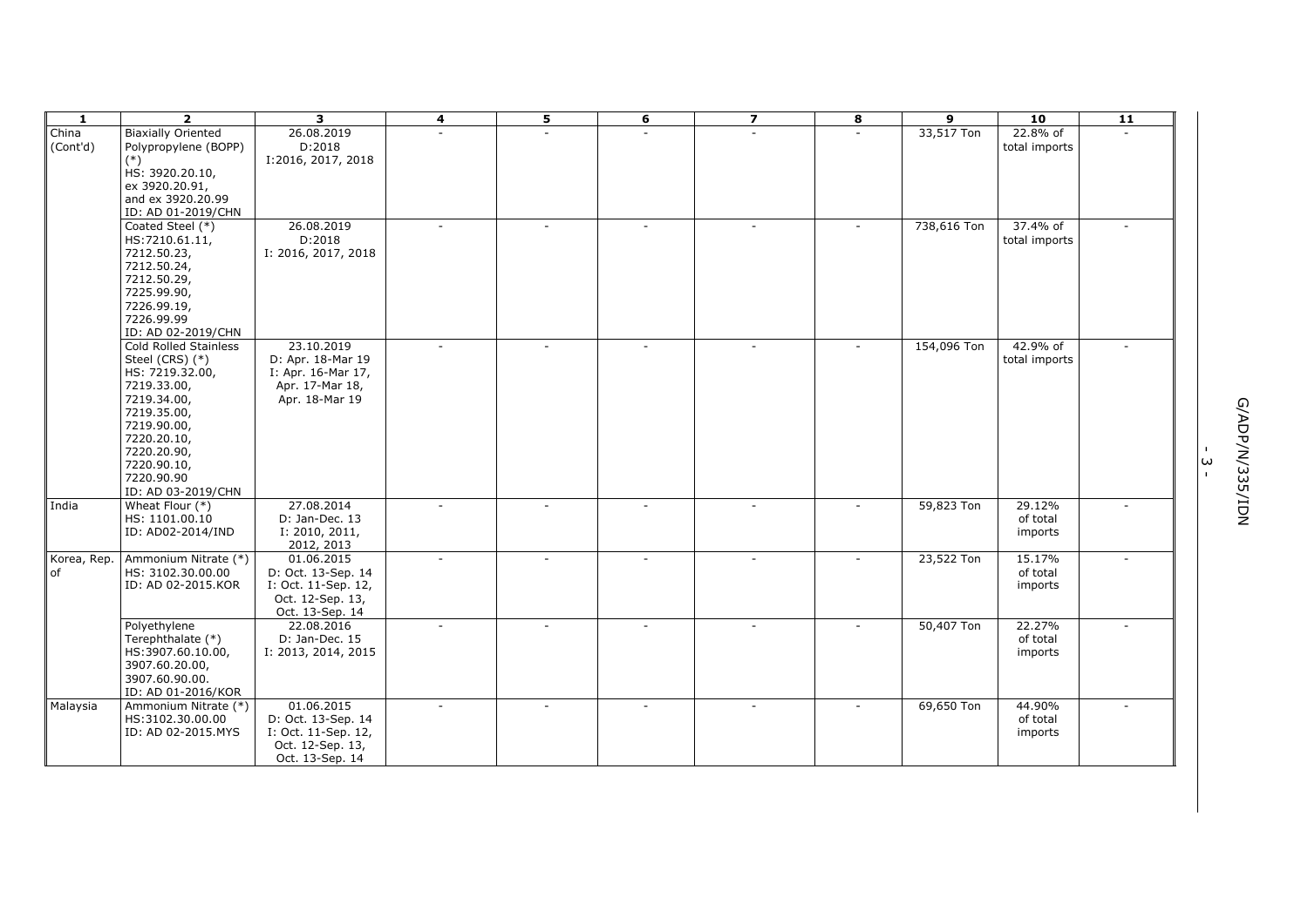| 1 | 2 | 3 | 4 | 5 | 6 | 7 | 8 | 9 | 10 | 11 |
|---|---|---|---|---|---|---|---|---|---|---|
| China (Cont'd) | Biaxially Oriented Polypropylene (BOPP) (*) HS: 3920.20.10, ex 3920.20.91, and ex 3920.20.99 ID: AD 01-2019/CHN | 26.08.2019 D:2018 I:2016, 2017, 2018 | - | - | - | - | - | 33,517 Ton | 22.8% of total imports | - |
| | Coated Steel (*) HS:7210.61.11, 7212.50.23, 7212.50.24, 7212.50.29, 7225.99.90, 7226.99.19, 7226.99.99 ID: AD 02-2019/CHN | 26.08.2019 D:2018 I: 2016, 2017, 2018 | - | - | - | - | - | 738,616 Ton | 37.4% of total imports | - |
| | Cold Rolled Stainless Steel (CRS) (*) HS: 7219.32.00, 7219.33.00, 7219.34.00, 7219.35.00, 7219.90.00, 7220.20.10, 7220.20.90, 7220.90.10, 7220.90.90 ID: AD 03-2019/CHN | 23.10.2019 D: Apr. 18-Mar 19 I: Apr. 16-Mar 17, Apr. 17-Mar 18, Apr. 18-Mar 19 | - | - | - | - | - | 154,096 Ton | 42.9% of total imports | - |
| India | Wheat Flour (*) HS: 1101.00.10 ID: AD02-2014/IND | 27.08.2014 D: Jan-Dec. 13 I: 2010, 2011, 2012, 2013 | - | - | - | - | - | 59,823 Ton | 29.12% of total imports | - |
| Korea, Rep. of | Ammonium Nitrate (*) HS: 3102.30.00.00 ID: AD 02-2015.KOR | 01.06.2015 D: Oct. 13-Sep. 14 I: Oct. 11-Sep. 12, Oct. 12-Sep. 13, Oct. 13-Sep. 14 | - | - | - | - | - | 23,522 Ton | 15.17% of total imports | - |
| | Polyethylene Terephthalate (*) HS:3907.60.10.00, 3907.60.20.00, 3907.60.90.00. ID: AD 01-2016/KOR | 22.08.2016 D: Jan-Dec. 15 I: 2013, 2014, 2015 | - | - | - | - | - | 50,407 Ton | 22.27% of total imports | - |
| Malaysia | Ammonium Nitrate (*) HS:3102.30.00.00 ID: AD 02-2015.MYS | 01.06.2015 D: Oct. 13-Sep. 14 I: Oct. 11-Sep. 12, Oct. 12-Sep. 13, Oct. 13-Sep. 14 | - | - | - | - | - | 69,650 Ton | 44.90% of total imports | - |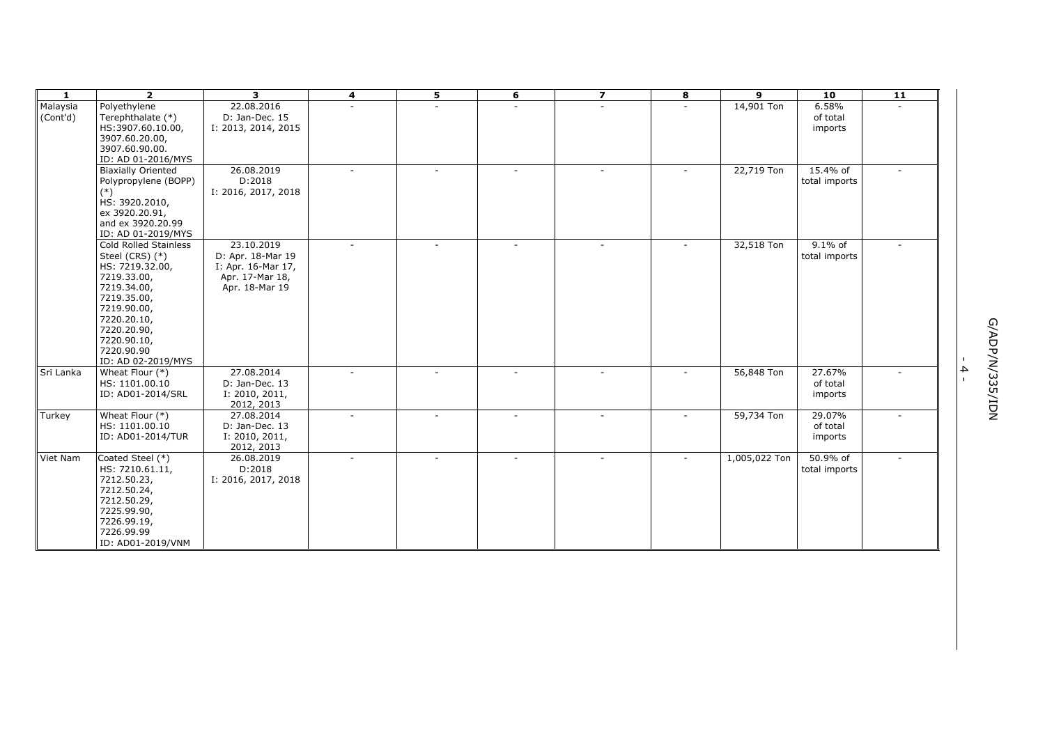| 1 | 2 | 3 | 4 | 5 | 6 | 7 | 8 | 9 | 10 | 11 |
|---|---|---|---|---|---|---|---|---|---|---|
| Malaysia (Cont'd) | Polyethylene Terephthalate (*) HS:3907.60.10.00, 3907.60.20.00, 3907.60.90.00. ID: AD 01-2016/MYS | 22.08.2016 D: Jan-Dec. 15 I: 2013, 2014, 2015 | - | - | - | - | - | 14,901 Ton | 6.58% of total imports | - |
| | Biaxially Oriented Polypropylene (BOPP) (*) HS: 3920.2010, ex 3920.20.91, and ex 3920.20.99 ID: AD 01-2019/MYS | 26.08.2019 D:2018 I: 2016, 2017, 2018 | - | - | - | - | - | 22,719 Ton | 15.4% of total imports | - |
| | Cold Rolled Stainless Steel (CRS) (*) HS: 7219.32.00, 7219.33.00, 7219.34.00, 7219.35.00, 7219.90.00, 7220.20.10, 7220.20.90, 7220.90.10, 7220.90.90 ID: AD 02-2019/MYS | 23.10.2019 D: Apr. 18-Mar 19 I: Apr. 16-Mar 17, Apr. 17-Mar 18, Apr. 18-Mar 19 | - | - | - | - | - | 32,518 Ton | 9.1% of total imports | - |
| Sri Lanka | Wheat Flour (*) HS: 1101.00.10 ID: AD01-2014/SRL | 27.08.2014 D: Jan-Dec. 13 I: 2010, 2011, 2012, 2013 | - | - | - | - | - | 56,848 Ton | 27.67% of total imports | - |
| Turkey | Wheat Flour (*) HS: 1101.00.10 ID: AD01-2014/TUR | 27.08.2014 D: Jan-Dec. 13 I: 2010, 2011, 2012, 2013 | - | - | - | - | - | 59,734 Ton | 29.07% of total imports | - |
| Viet Nam | Coated Steel (*) HS: 7210.61.11, 7212.50.23, 7212.50.24, 7212.50.29, 7225.99.90, 7226.99.19, 7226.99.99 ID: AD01-2019/VNM | 26.08.2019 D:2018 I: 2016, 2017, 2018 | - | - | - | - | - | 1,005,022 Ton | 50.9% of total imports | - |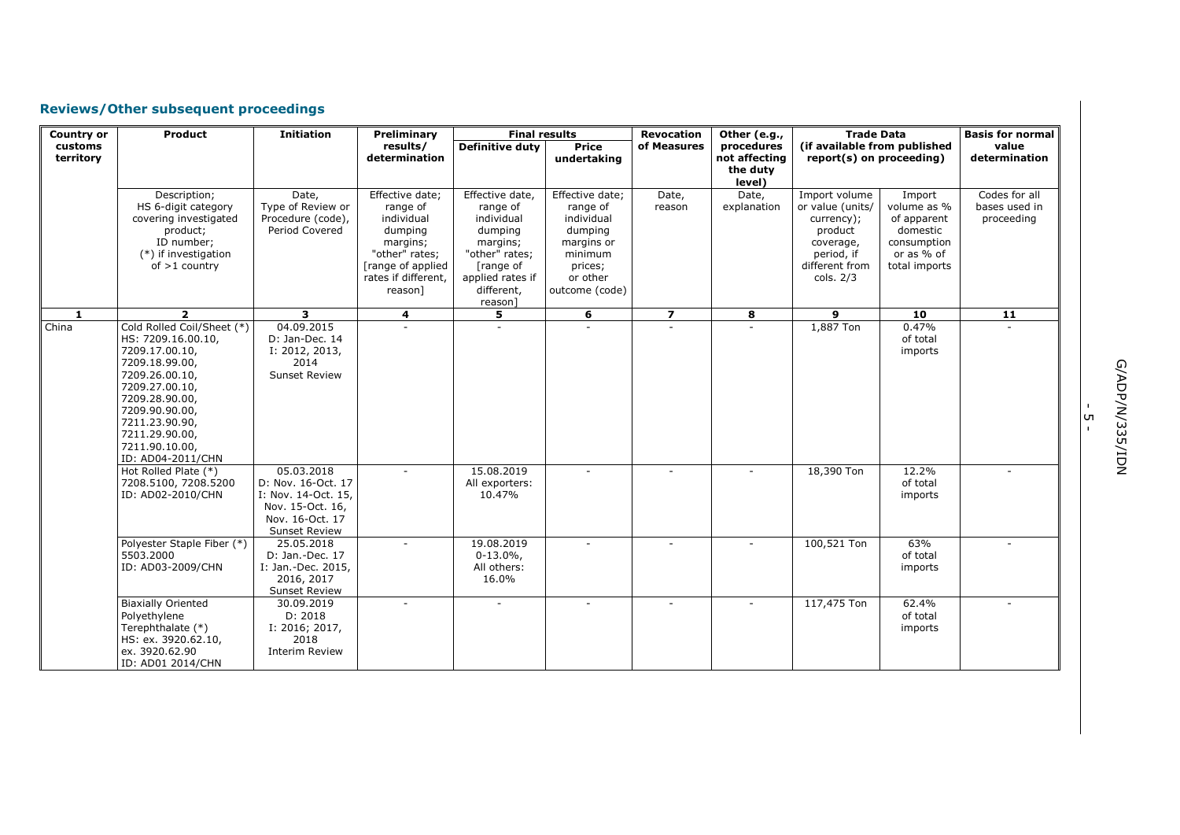## Reviews/Other subsequent proceedings

| Country or customs territory | Product | Initiation | Preliminary results/ determination | Final results | | Revocation of Measures | Other (e.g., procedures not affecting the duty level) | Trade Data (if available from published report(s) on proceeding) | | Basis for normal value determination |
|---|---|---|---|---|---|---|---|---|---|---|
| | | | | Definitive duty | Price undertaking | | | | | |
| | Description; HS 6-digit category covering investigated product; ID number; (*) if investigation of >1 country | Date, Type of Review or Procedure (code), Period Covered | Effective date; range of individual dumping margins; "other" rates; [range of applied rates if different, reason] | Effective date, range of individual dumping margins; "other" rates; [range of applied rates if different, reason] | Effective date; range of individual dumping margins or minimum prices; or other outcome (code) | Date, reason | Date, explanation | Import volume or value (units/ currency); product coverage, period, if different from cols. 2/3 | Import volume as % of apparent domestic consumption or as % of total imports | Codes for all bases used in proceeding |
| **1** | **2** | **3** | **4** | **5** | **6** | **7** | **8** | **9** | **10** | **11** |
| China | Cold Rolled Coil/Sheet (*) HS: 7209.16.00.10, 7209.17.00.10, 7209.18.99.00, 7209.26.00.10, 7209.27.00.10, 7209.28.90.00, 7209.90.90.00, 7211.23.90.90, 7211.29.90.00, 7211.90.10.00, ID: AD04-2011/CHN | 04.09.2015 D: Jan-Dec. 14 I: 2012, 2013, 2014 Sunset Review | - | - | - | - | - | 1,887 Ton | 0.47% of total imports | - |
| | Hot Rolled Plate (*) 7208.5100, 7208.5200 ID: AD02-2010/CHN | 05.03.2018 D: Nov. 16-Oct. 17 I: Nov. 14-Oct. 15, Nov. 15-Oct. 16, Nov. 16-Oct. 17 Sunset Review | - | 15.08.2019 All exporters: 10.47% | - | - | - | 18,390 Ton | 12.2% of total imports | - |
| | Polyester Staple Fiber (*) 5503.2000 ID: AD03-2009/CHN | 25.05.2018 D: Jan.-Dec. 17 I: Jan.-Dec. 2015, 2016, 2017 Sunset Review | - | 19.08.2019 0-13.0%, All others: 16.0% | - | - | - | 100,521 Ton | 63% of total imports | - |
| | Biaxially Oriented Polyethylene Terephthalate (*) HS: ex. 3920.62.10, ex. 3920.62.90 ID: AD01 2014/CHN | 30.09.2019 D: 2018 I: 2016; 2017, 2018 Interim Review | - | - | - | - | - | 117,475 Ton | 62.4% of total imports | - |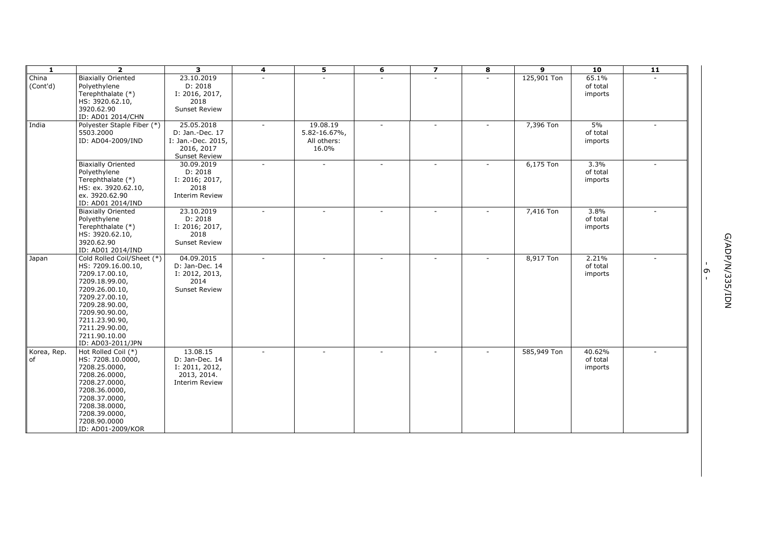| 1 | 2 | 3 | 4 | 5 | 6 | 7 | 8 | 9 | 10 | 11 |
|---|---|---|---|---|---|---|---|---|---|---|
| China (Cont'd) | Biaxially Oriented Polyethylene Terephthalate (*) HS: 3920.62.10, 3920.62.90 ID: AD01 2014/CHN | 23.10.2019 D: 2018 I: 2016, 2017, 2018 Sunset Review | - | - | - | - | - | 125,901 Ton | 65.1% of total imports | - |
| India | Polyester Staple Fiber (*) 5503.2000 ID: AD04-2009/IND | 25.05.2018 D: Jan.-Dec. 17 I: Jan.-Dec. 2015, 2016, 2017 Sunset Review | - | 19.08.19 5.82-16.67%, All others: 16.0% | - | - | - | 7,396 Ton | 5% of total imports | - |
| | Biaxially Oriented Polyethylene Terephthalate (*) HS: ex. 3920.62.10, ex. 3920.62.90 ID: AD01 2014/IND | 30.09.2019 D: 2018 I: 2016; 2017, 2018 Interim Review | - | - | - | - | - | 6,175 Ton | 3.3% of total imports | - |
| | Biaxially Oriented Polyethylene Terephthalate (*) HS: 3920.62.10, 3920.62.90 ID: AD01 2014/IND | 23.10.2019 D: 2018 I: 2016; 2017, 2018 Sunset Review | - | - | - | - | - | 7,416 Ton | 3.8% of total imports | - |
| Japan | Cold Rolled Coil/Sheet (*) HS: 7209.16.00.10, 7209.17.00.10, 7209.18.99.00, 7209.26.00.10, 7209.27.00.10, 7209.28.90.00, 7209.90.90.00, 7211.23.90.90, 7211.29.90.00, 7211.90.10.00 ID: AD03-2011/JPN | 04.09.2015 D: Jan-Dec. 14 I: 2012, 2013, 2014 Sunset Review | - | - | - | - | - | 8,917 Ton | 2.21% of total imports | - |
| Korea, Rep. of | Hot Rolled Coil (*) HS: 7208.10.0000, 7208.25.0000, 7208.26.0000, 7208.27.0000, 7208.36.0000, 7208.37.0000, 7208.38.0000, 7208.39.0000, 7208.90.0000 ID: AD01-2009/KOR | 13.08.15 D: Jan-Dec. 14 I: 2011, 2012, 2013, 2014. Interim Review | - | - | - | - | - | 585,949 Ton | 40.62% of total imports | - |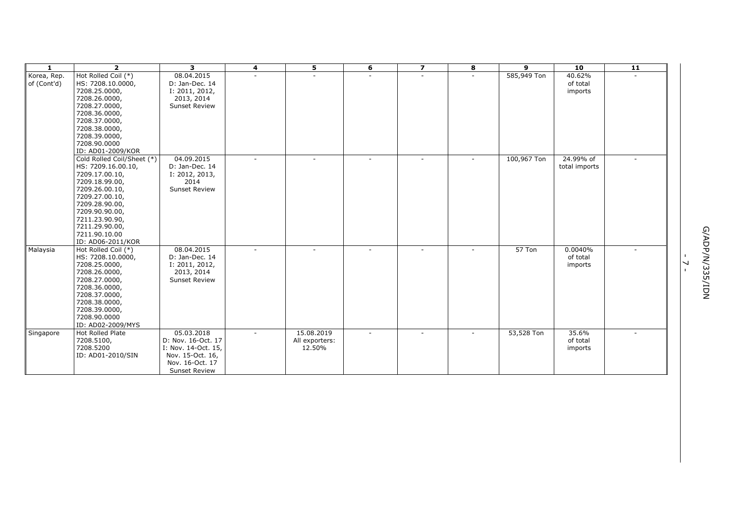| 1 | 2 | 3 | 4 | 5 | 6 | 7 | 8 | 9 | 10 | 11 |
|---|---|---|---|---|---|---|---|---|---|---|
| Korea, Rep. of (Cont'd) | Hot Rolled Coil (*) HS: 7208.10.0000, 7208.25.0000, 7208.26.0000, 7208.27.0000, 7208.36.0000, 7208.37.0000, 7208.38.0000, 7208.39.0000, 7208.90.0000 ID: AD01-2009/KOR | 08.04.2015 D: Jan-Dec. 14 I: 2011, 2012, 2013, 2014 Sunset Review | - | - | - | - | - | 585,949 Ton | 40.62% of total imports | - |
| | Cold Rolled Coil/Sheet (*) HS: 7209.16.00.10, 7209.17.00.10, 7209.18.99.00, 7209.26.00.10, 7209.27.00.10, 7209.28.90.00, 7209.90.90.00, 7211.23.90.90, 7211.29.90.00, 7211.90.10.00 ID: AD06-2011/KOR | 04.09.2015 D: Jan-Dec. 14 I: 2012, 2013, 2014 Sunset Review | - | - | - | - | - | 100,967 Ton | 24.99% of total imports | - |
| Malaysia | Hot Rolled Coil (*) HS: 7208.10.0000, 7208.25.0000, 7208.26.0000, 7208.27.0000, 7208.36.0000, 7208.37.0000, 7208.38.0000, 7208.39.0000, 7208.90.0000 ID: AD02-2009/MYS | 08.04.2015 D: Jan-Dec. 14 I: 2011, 2012, 2013, 2014 Sunset Review | - | - | - | - | - | 57 Ton | 0.0040% of total imports | - |
| Singapore | Hot Rolled Plate 7208.5100, 7208.5200 ID: AD01-2010/SIN | 05.03.2018 D: Nov. 16-Oct. 17 I: Nov. 14-Oct. 15, Nov. 15-Oct. 16, Nov. 16-Oct. 17 Sunset Review | - | 15.08.2019 All exporters: 12.50% | - | - | - | 53,528 Ton | 35.6% of total imports | - |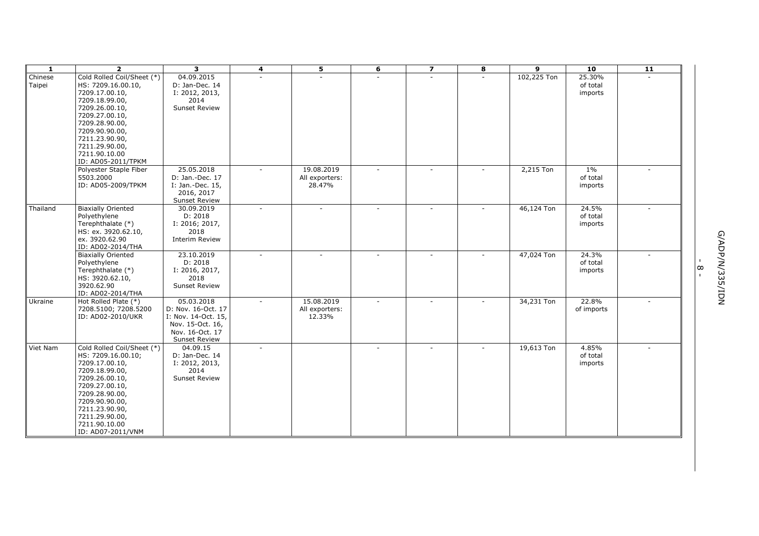| 1 | 2 | 3 | 4 | 5 | 6 | 7 | 8 | 9 | 10 | 11 |
|---|---|---|---|---|---|---|---|---|---|---|
| Chinese Taipei | Cold Rolled Coil/Sheet (*) HS: 7209.16.00.10, 7209.17.00.10, 7209.18.99.00, 7209.26.00.10, 7209.27.00.10, 7209.28.90.00, 7209.90.90.00, 7211.23.90.90, 7211.29.90.00, 7211.90.10.00 ID: AD05-2011/TPKM | 04.09.2015 D: Jan-Dec. 14 I: 2012, 2013, 2014 Sunset Review | - | - | - | - | - | 102,225 Ton | 25.30% of total imports | - |
| | Polyester Staple Fiber 5503.2000 ID: AD05-2009/TPKM | 25.05.2018 D: Jan.-Dec. 17 I: Jan.-Dec. 15, 2016, 2017 Sunset Review | - | 19.08.2019 All exporters: 28.47% | - | - | - | 2,215 Ton | 1% of total imports | - |
| Thailand | Biaxially Oriented Polyethylene Terephthalate (*) HS: ex. 3920.62.10, ex. 3920.62.90 ID: AD02-2014/THA | 30.09.2019 D: 2018 I: 2016; 2017, 2018 Interim Review | - | - | - | - | - | 46,124 Ton | 24.5% of total imports | - |
| | Biaxially Oriented Polyethylene Terephthalate (*) HS: 3920.62.10, 3920.62.90 ID: AD02-2014/THA | 23.10.2019 D: 2018 I: 2016, 2017, 2018 Sunset Review | - | - | - | - | - | 47,024 Ton | 24.3% of total imports | - |
| Ukraine | Hot Rolled Plate (*) 7208.5100; 7208.5200 ID: AD02-2010/UKR | 05.03.2018 D: Nov. 16-Oct. 17 I: Nov. 14-Oct. 15, Nov. 15-Oct. 16, Nov. 16-Oct. 17 Sunset Review | - | 15.08.2019 All exporters: 12.33% | - | - | - | 34,231 Ton | 22.8% of imports | - |
| Viet Nam | Cold Rolled Coil/Sheet (*) HS: 7209.16.00.10; 7209.17.00.10, 7209.18.99.00, 7209.26.00.10, 7209.27.00.10, 7209.28.90.00, 7209.90.90.00, 7211.23.90.90, 7211.29.90.00, 7211.90.10.00 ID: AD07-2011/VNM | 04.09.15 D: Jan-Dec. 14 I: 2012, 2013, 2014 Sunset Review | - | | - | - | - | 19,613 Ton | 4.85% of total imports | - |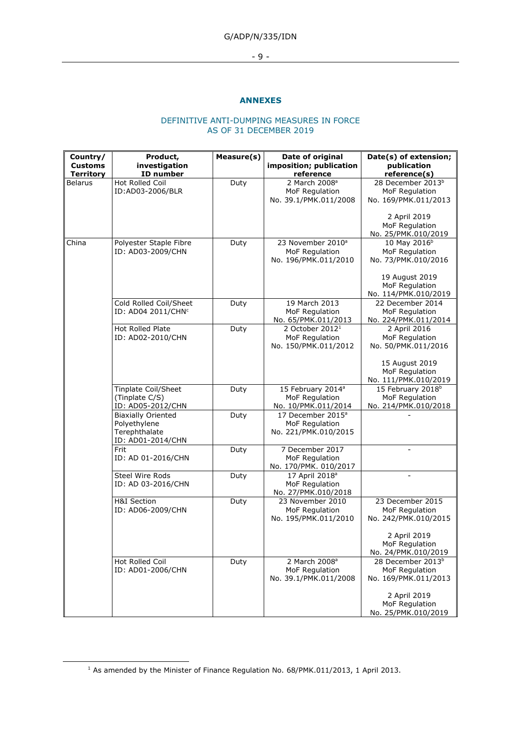## ANNEXES

### DEFINITIVE ANTI-DUMPING MEASURES IN FORCE AS OF 31 DECEMBER 2019

| Country/ Customs Territory | Product, investigation ID number | Measure(s) | Date of original imposition; publication reference | Date(s) of extension; publication reference(s) |
|---|---|---|---|---|
| Belarus | Hot Rolled Coil ID:AD03-2006/BLR | Duty | 2 March 2008[a] MoF Regulation No. 39.1/PMK.011/2008 | 28 December 2013[b] MoF Regulation No. 169/PMK.011/2013<br><br>2 April 2019 MoF Regulation No. 25/PMK.010/2019 |
| China | Polyester Staple Fibre ID: AD03-2009/CHN | Duty | 23 November 2010[a] MoF Regulation No. 196/PMK.011/2010 | 10 May 2016[b] MoF Regulation No. 73/PMK.010/2016<br><br>19 August 2019 MoF Regulation No. 114/PMK.010/2019 |
| | Cold Rolled Coil/Sheet ID: AD04 2011/CHN[c] | Duty | 19 March 2013 MoF Regulation No. 65/PMK.011/2013 | 22 December 2014 MoF Regulation No. 224/PMK.011/2014 |
| | Hot Rolled Plate ID: AD02-2010/CHN | Duty | 2 October 2012[1] MoF Regulation No. 150/PMK.011/2012 | 2 April 2016 MoF Regulation No. 50/PMK.011/2016<br><br>15 August 2019 MoF Regulation No. 111/PMK.010/2019 |
| | Tinplate Coil/Sheet (Tinplate C/S) ID: AD05-2012/CHN | Duty | 15 February 2014[a] MoF Regulation No. 10/PMK.011/2014 | 15 February 2018[b] MoF Regulation No. 214/PMK.010/2018 |
| | Biaxially Oriented Polyethylene Terephthalate ID: AD01-2014/CHN | Duty | 17 December 2015[a] MoF Regulation No. 221/PMK.010/2015 | - |
| | Frit ID: AD 01-2016/CHN | Duty | 7 December 2017 MoF Regulation No. 170/PMK. 010/2017 | - |
| | Steel Wire Rods ID: AD 03-2016/CHN | Duty | 17 April 2018[a] MoF Regulation No. 27/PMK.010/2018 | - |
| | H&I Section ID: AD06-2009/CHN | Duty | 23 November 2010 MoF Regulation No. 195/PMK.011/2010 | 23 December 2015 MoF Regulation No. 242/PMK.010/2015<br><br>2 April 2019 MoF Regulation No. 24/PMK.010/2019 |
| | Hot Rolled Coil ID: AD01-2006/CHN | Duty | 2 March 2008[a] MoF Regulation No. 39.1/PMK.011/2008 | 28 December 2013[b] MoF Regulation No. 169/PMK.011/2013<br><br>2 April 2019 MoF Regulation No. 25/PMK.010/2019 |

[1] As amended by the Minister of Finance Regulation No. 68/PMK.011/2013, 1 April 2013.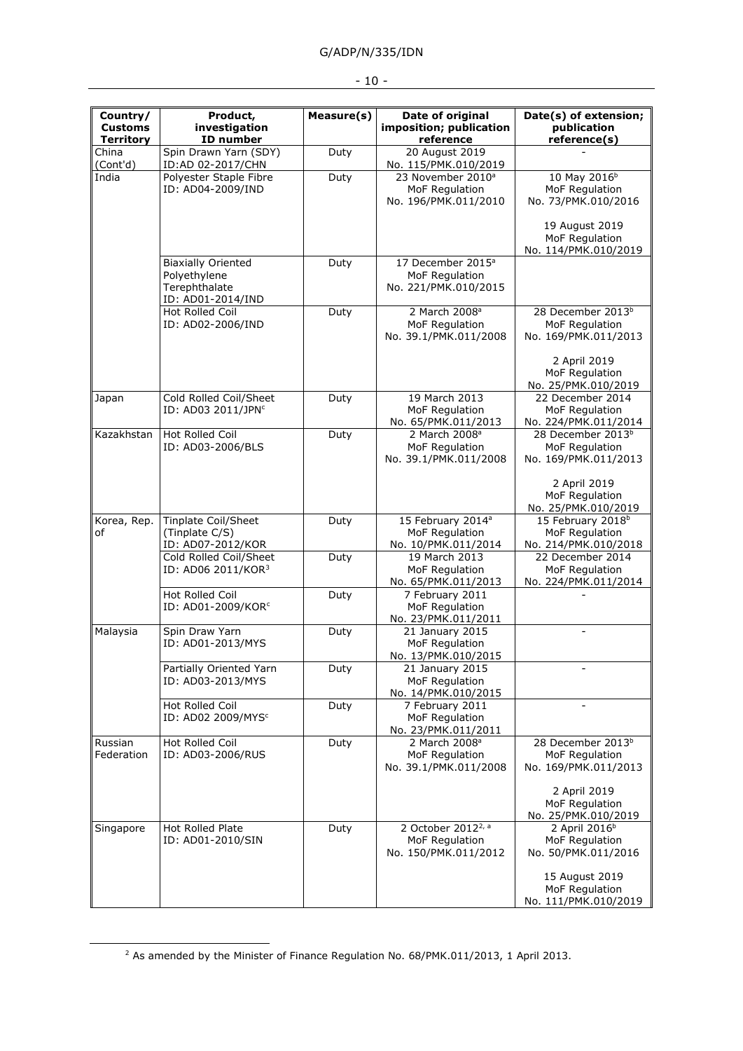| Country/ Customs Territory | Product, investigation ID number | Measure(s) | Date of original imposition; publication reference | Date(s) of extension; publication reference(s) |
|---|---|---|---|---|
| China (Cont'd) | Spin Drawn Yarn (SDY) ID:AD 02-2017/CHN | Duty | 20 August 2019 No. 115/PMK.010/2019 | - |
| India | Polyester Staple Fibre ID: AD04-2009/IND | Duty | 23 November 2010[a] MoF Regulation No. 196/PMK.011/2010 | 10 May 2016[b] MoF Regulation No. 73/PMK.010/2016<br><br>19 August 2019 MoF Regulation No. 114/PMK.010/2019 |
| | Biaxially Oriented Polyethylene Terephthalate ID: AD01-2014/IND | Duty | 17 December 2015[a] MoF Regulation No. 221/PMK.010/2015 | |
| | Hot Rolled Coil ID: AD02-2006/IND | Duty | 2 March 2008[a] MoF Regulation No. 39.1/PMK.011/2008 | 28 December 2013[b] MoF Regulation No. 169/PMK.011/2013<br><br>2 April 2019 MoF Regulation No. 25/PMK.010/2019 |
| Japan | Cold Rolled Coil/Sheet ID: AD03 2011/JPN[c] | Duty | 19 March 2013 MoF Regulation No. 65/PMK.011/2013 | 22 December 2014 MoF Regulation No. 224/PMK.011/2014 |
| Kazakhstan | Hot Rolled Coil ID: AD03-2006/BLS | Duty | 2 March 2008[a] MoF Regulation No. 39.1/PMK.011/2008 | 28 December 2013[b] MoF Regulation No. 169/PMK.011/2013<br><br>2 April 2019 MoF Regulation No. 25/PMK.010/2019 |
| Korea, Rep. of | Tinplate Coil/Sheet (Tinplate C/S) ID: AD07-2012/KOR | Duty | 15 February 2014[a] MoF Regulation No. 10/PMK.011/2014 | 15 February 2018[b] MoF Regulation No. 214/PMK.010/2018 |
| | Cold Rolled Coil/Sheet ID: AD06 2011/KOR[3] | Duty | 19 March 2013 MoF Regulation No. 65/PMK.011/2013 | 22 December 2014 MoF Regulation No. 224/PMK.011/2014 |
| | Hot Rolled Coil ID: AD01-2009/KOR[c] | Duty | 7 February 2011 MoF Regulation No. 23/PMK.011/2011 | - |
| Malaysia | Spin Draw Yarn ID: AD01-2013/MYS | Duty | 21 January 2015 MoF Regulation No. 13/PMK.010/2015 | - |
| | Partially Oriented Yarn ID: AD03-2013/MYS | Duty | 21 January 2015 MoF Regulation No. 14/PMK.010/2015 | - |
| | Hot Rolled Coil ID: AD02 2009/MYS[c] | Duty | 7 February 2011 MoF Regulation No. 23/PMK.011/2011 | - |
| Russian Federation | Hot Rolled Coil ID: AD03-2006/RUS | Duty | 2 March 2008[a] MoF Regulation No. 39.1/PMK.011/2008 | 28 December 2013[b] MoF Regulation No. 169/PMK.011/2013<br><br>2 April 2019 MoF Regulation No. 25/PMK.010/2019 |
| Singapore | Hot Rolled Plate ID: AD01-2010/SIN | Duty | 2 October 2012[2, a] MoF Regulation No. 150/PMK.011/2012 | 2 April 2016[b] MoF Regulation No. 50/PMK.011/2016<br><br>15 August 2019 MoF Regulation No. 111/PMK.010/2019 |

[2] As amended by the Minister of Finance Regulation No. 68/PMK.011/2013, 1 April 2013.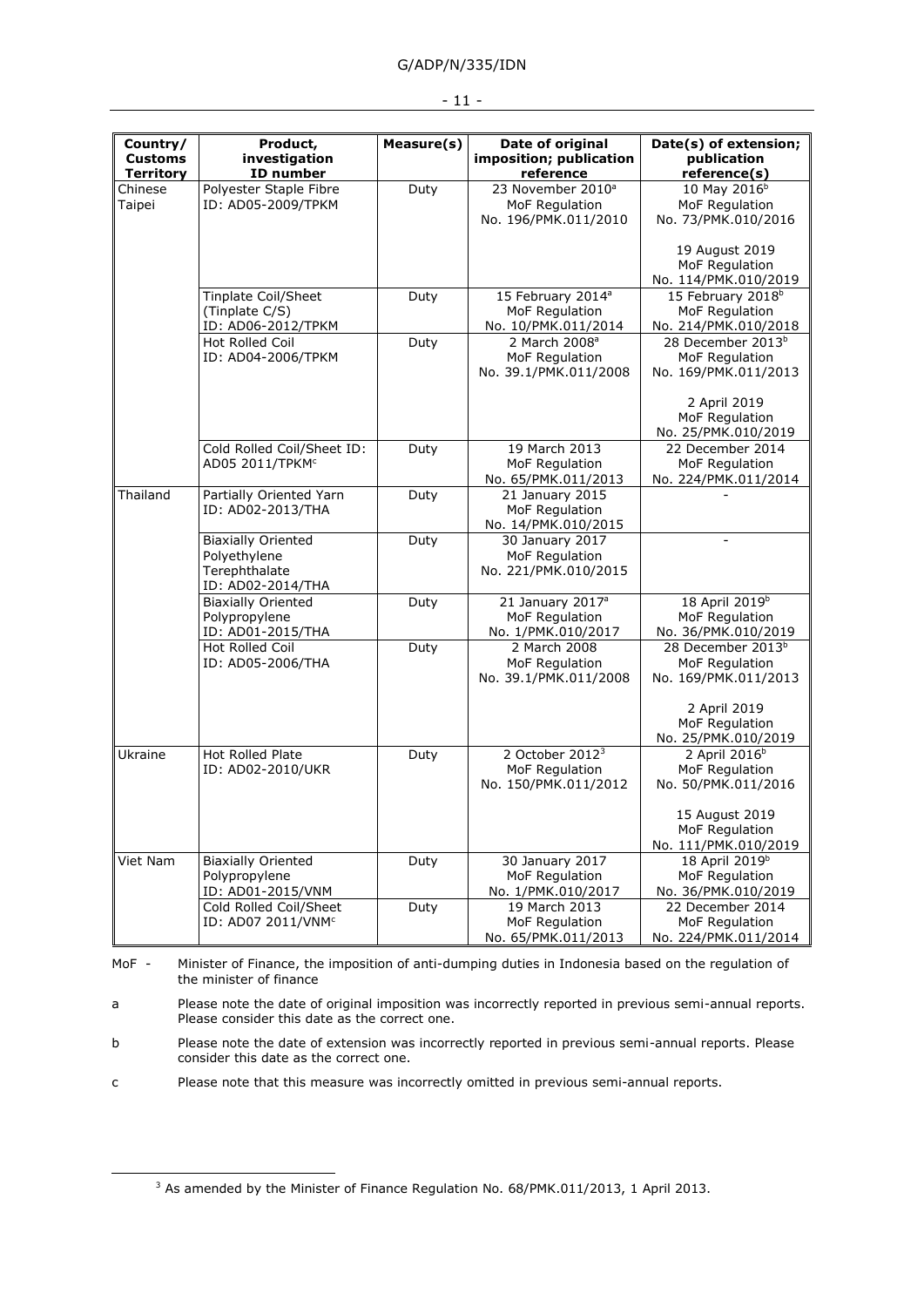| Country/ Customs Territory | Product, investigation ID number | Measure(s) | Date of original imposition; publication reference | Date(s) of extension; publication reference(s) |
|---|---|---|---|---|
| Chinese Taipei | Polyester Staple Fibre ID: AD05-2009/TPKM | Duty | 23 November 2010[a] MoF Regulation No. 196/PMK.011/2010 | 10 May 2016[b] MoF Regulation No. 73/PMK.010/2016<br><br>19 August 2019 MoF Regulation No. 114/PMK.010/2019 |
| | Tinplate Coil/Sheet (Tinplate C/S) ID: AD06-2012/TPKM | Duty | 15 February 2014[a] MoF Regulation No. 10/PMK.011/2014 | 15 February 2018[b] MoF Regulation No. 214/PMK.010/2018 |
| | Hot Rolled Coil ID: AD04-2006/TPKM | Duty | 2 March 2008[a] MoF Regulation No. 39.1/PMK.011/2008 | 28 December 2013[b] MoF Regulation No. 169/PMK.011/2013<br><br>2 April 2019 MoF Regulation No. 25/PMK.010/2019 |
| | Cold Rolled Coil/Sheet ID: AD05 2011/TPKM[c] | Duty | 19 March 2013 MoF Regulation No. 65/PMK.011/2013 | 22 December 2014 MoF Regulation No. 224/PMK.011/2014 |
| Thailand | Partially Oriented Yarn ID: AD02-2013/THA | Duty | 21 January 2015 MoF Regulation No. 14/PMK.010/2015 | - |
| | Biaxially Oriented Polyethylene Terephthalate ID: AD02-2014/THA | Duty | 30 January 2017 MoF Regulation No. 221/PMK.010/2015 | - |
| | Biaxially Oriented Polypropylene ID: AD01-2015/THA | Duty | 21 January 2017[a] MoF Regulation No. 1/PMK.010/2017 | 18 April 2019[b] MoF Regulation No. 36/PMK.010/2019 |
| | Hot Rolled Coil ID: AD05-2006/THA | Duty | 2 March 2008 MoF Regulation No. 39.1/PMK.011/2008 | 28 December 2013[b] MoF Regulation No. 169/PMK.011/2013<br><br>2 April 2019 MoF Regulation No. 25/PMK.010/2019 |
| Ukraine | Hot Rolled Plate ID: AD02-2010/UKR | Duty | 2 October 2012[3] MoF Regulation No. 150/PMK.011/2012 | 2 April 2016[b] MoF Regulation No. 50/PMK.011/2016<br><br>15 August 2019 MoF Regulation No. 111/PMK.010/2019 |
| Viet Nam | Biaxially Oriented Polypropylene ID: AD01-2015/VNM | Duty | 30 January 2017 MoF Regulation No. 1/PMK.010/2017 | 18 April 2019[b] MoF Regulation No. 36/PMK.010/2019 |
| | Cold Rolled Coil/Sheet ID: AD07 2011/VNM[c] | Duty | 19 March 2013 MoF Regulation No. 65/PMK.011/2013 | 22 December 2014 MoF Regulation No. 224/PMK.011/2014 |

MoF - Minister of Finance, the imposition of anti-dumping duties in Indonesia based on the regulation of the minister of finance

a Please note the date of original imposition was incorrectly reported in previous semi-annual reports. Please consider this date as the correct one.

b Please note the date of extension was incorrectly reported in previous semi-annual reports. Please consider this date as the correct one.

c Please note that this measure was incorrectly omitted in previous semi-annual reports.

[3] As amended by the Minister of Finance Regulation No. 68/PMK.011/2013, 1 April 2013.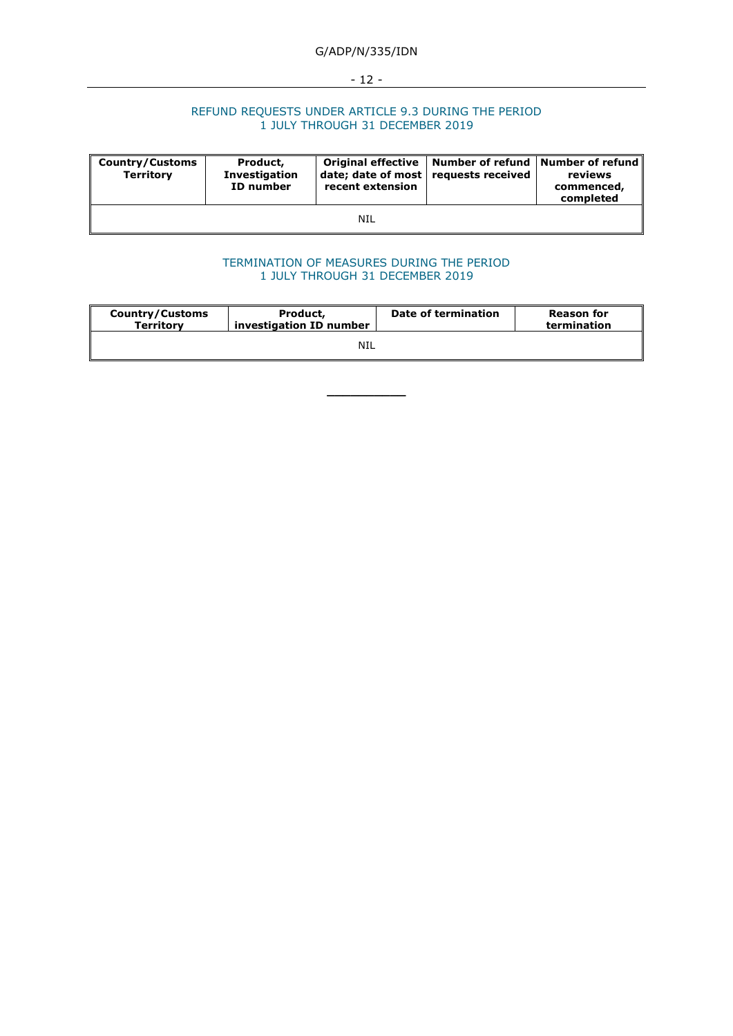## REFUND REQUESTS UNDER ARTICLE 9.3 DURING THE PERIOD 1 JULY THROUGH 31 DECEMBER 2019

| Country/Customs Territory | Product, Investigation ID number | Original effective date; date of most recent extension | Number of refund requests received | Number of refund reviews commenced, completed |
|---|---|---|---|---|
| NIL | | | | |

## TERMINATION OF MEASURES DURING THE PERIOD 1 JULY THROUGH 31 DECEMBER 2019

| Country/Customs Territory | Product, investigation ID number | Date of termination | Reason for termination |
|---|---|---|---|
| NIL | | | |

__________